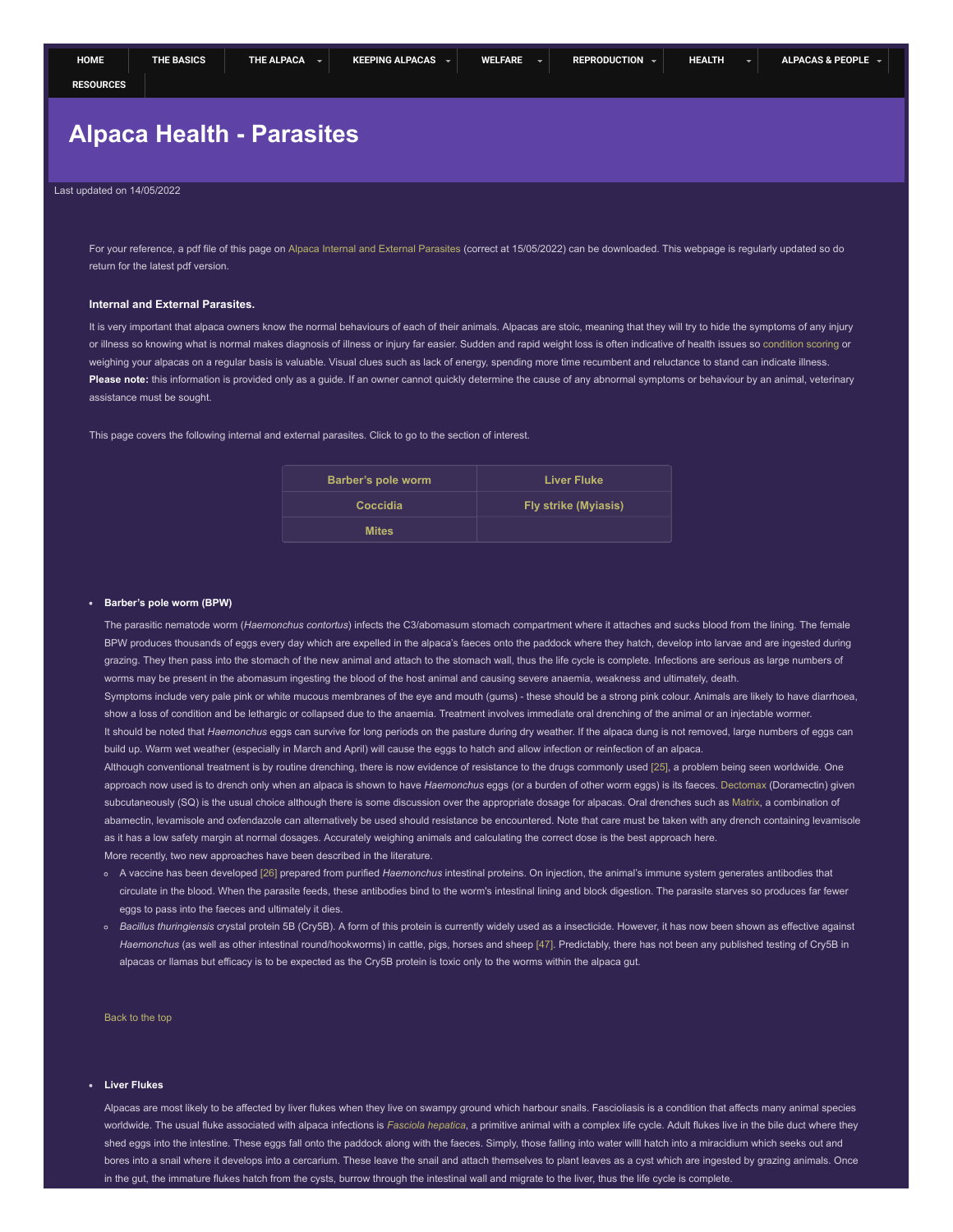HOME | THE BASICS | THE ALPACA | KEEPING ALPACAS | WELFARE | REPRODUCTION | HEALTH | ALPACAS & PEOPLE | RESOURCES

# Alpaca Health - Parasites

Last updated on 14/05/2022

For your reference, a pdf file of this page on Alpaca Internal and External Parasites (correct at 15/05/2022) can be downloaded. This webpage is regularly updated so do return for the latest pdf version.

### Internal and External Parasites.

It is very important that alpaca owners know the normal behaviours of each of their animals. Alpacas are stoic, meaning that they will try to hide the symptoms of any injury or illness so knowing what is normal makes diagnosis of illness or injury far easier. Sudden and rapid weight loss is often indicative of health issues so condition scoring or weighing your alpacas on a regular basis is valuable. Visual clues such as lack of energy, spending more time recumbent and reluctance to stand can indicate illness. **Please note:** this information is provided only as a guide. If an owner cannot quickly determine the cause of any abnormal symptoms or behaviour by an animal, veterinary assistance must be sought.

This page covers the following internal and external parasites. Click to go to the section of interest.

| Barber's pole worm | Liver Fluke |
|---|---|
| Coccidia | Fly strike (Myiasis) |
| Mites | |

- **Barber's pole worm (BPW)**

  The parasitic nematode worm (*Haemonchus contortus*) infects the C3/abomasum stomach compartment where it attaches and sucks blood from the lining. The female BPW produces thousands of eggs every day which are expelled in the alpaca's faeces onto the paddock where they hatch, develop into larvae and are ingested during grazing. They then pass into the stomach of the new animal and attach to the stomach wall, thus the life cycle is complete. Infections are serious as large numbers of worms may be present in the abomasum ingesting the blood of the host animal and causing severe anaemia, weakness and ultimately, death.
  Symptoms include very pale pink or white mucous membranes of the eye and mouth (gums) - these should be a strong pink colour. Animals are likely to have diarrhoea, show a loss of condition and be lethargic or collapsed due to the anaemia. Treatment involves immediate oral drenching of the animal or an injectable wormer.
  It should be noted that *Haemonchus* eggs can survive for long periods on the pasture during dry weather. If the alpaca dung is not removed, large numbers of eggs can build up. Warm wet weather (especially in March and April) will cause the eggs to hatch and allow infection or reinfection of an alpaca.
  Although conventional treatment is by routine drenching, there is now evidence of resistance to the drugs commonly used [25], a problem being seen worldwide. One approach now used is to drench only when an alpaca is shown to have *Haemonchus* eggs (or a burden of other worm eggs) is its faeces. Dectomax (Doramectin) given subcutaneously (SQ) is the usual choice although there is some discussion over the appropriate dosage for alpacas. Oral drenches such as Matrix, a combination of abamectin, levamisole and oxfendazole can alternatively be used should resistance be encountered. Note that care must be taken with any drench containing levamisole as it has a low safety margin at normal dosages. Accurately weighing animals and calculating the correct dose is the best approach here.
  More recently, two new approaches have been described in the literature.

  - A vaccine has been developed [26] prepared from purified *Haemonchus* intestinal proteins. On injection, the animal's immune system generates antibodies that circulate in the blood. When the parasite feeds, these antibodies bind to the worm's intestinal lining and block digestion. The parasite starves so produces far fewer eggs to pass into the faeces and ultimately it dies.
  - *Bacillus thuringiensis* crystal protein 5B (Cry5B). A form of this protein is currently widely used as a insecticide. However, it has now been shown as effective against *Haemonchus* (as well as other intestinal round/hookworms) in cattle, pigs, horses and sheep [47]. Predictably, there has not been any published testing of Cry5B in alpacas or llamas but efficacy is to be expected as the Cry5B protein is toxic only to the worms within the alpaca gut.

  Back to the top

- **Liver Flukes**

  Alpacas are most likely to be affected by liver flukes when they live on swampy ground which harbour snails. Fascioliasis is a condition that affects many animal species worldwide. The usual fluke associated with alpaca infections is *Fasciola hepatica*, a primitive animal with a complex life cycle. Adult flukes live in the bile duct where they shed eggs into the intestine. These eggs fall onto the paddock along with the faeces. Simply, those falling into water willl hatch into a miracidium which seeks out and bores into a snail where it develops into a cercarium. These leave the snail and attach themselves to plant leaves as a cyst which are ingested by grazing animals. Once in the gut, the immature flukes hatch from the cysts, burrow through the intestinal wall and migrate to the liver, thus the life cycle is complete.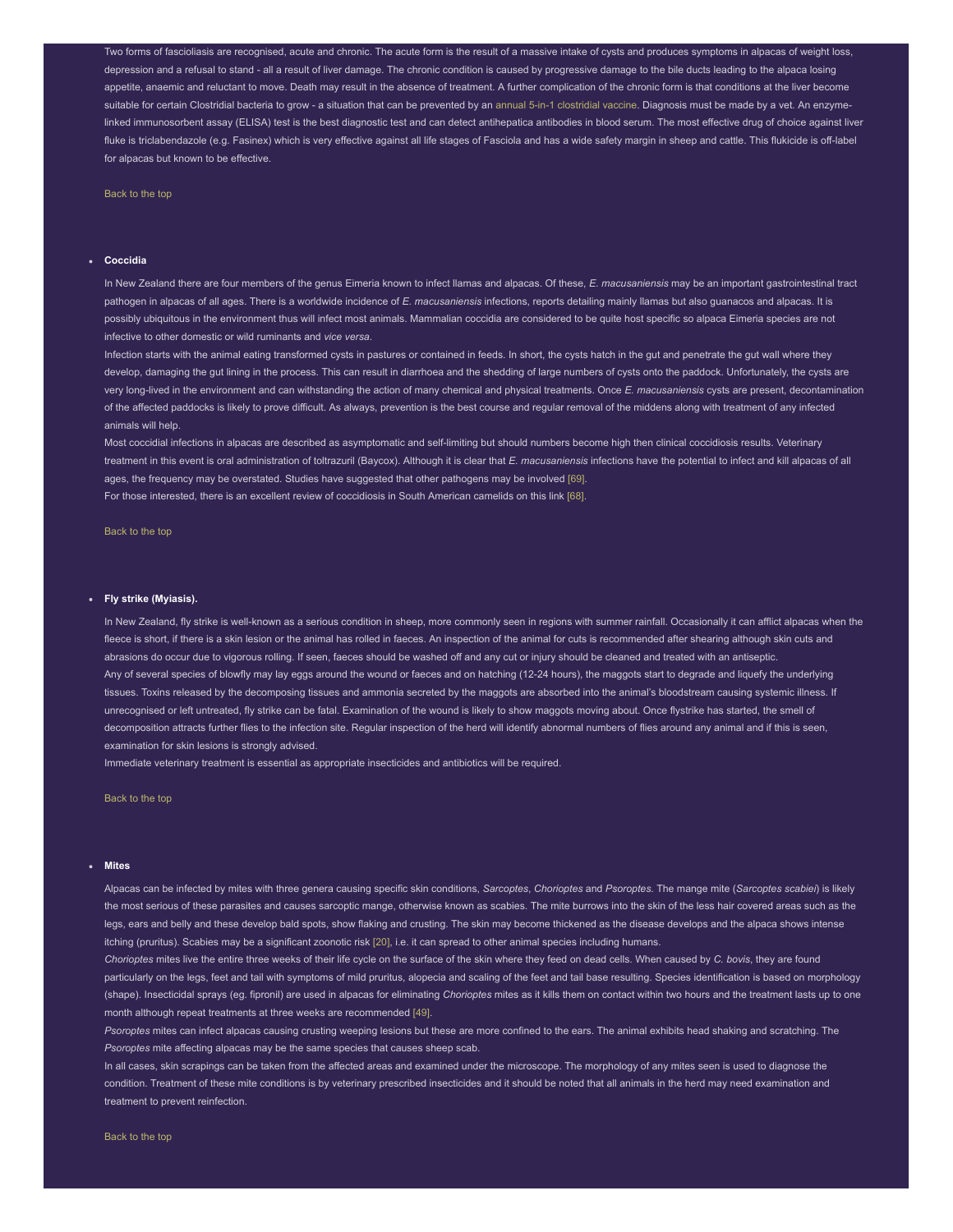Two forms of fascioliasis are recognised, acute and chronic. The acute form is the result of a massive intake of cysts and produces symptoms in alpacas of weight loss, depression and a refusal to stand - all a result of liver damage. The chronic condition is caused by progressive damage to the bile ducts leading to the alpaca losing appetite, anaemic and reluctant to move. Death may result in the absence of treatment. A further complication of the chronic form is that conditions at the liver become suitable for certain Clostridial bacteria to grow - a situation that can be prevented by an annual 5-in-1 clostridial vaccine. Diagnosis must be made by a vet. An enzyme-linked immunosorbent assay (ELISA) test is the best diagnostic test and can detect antihepatica antibodies in blood serum. The most effective drug of choice against liver fluke is triclabendazole (e.g. Fasinex) which is very effective against all life stages of Fasciola and has a wide safety margin in sheep and cattle. This flukicide is off-label for alpacas but known to be effective.

Back to the top

- **Coccidia**

In New Zealand there are four members of the genus Eimeria known to infect llamas and alpacas. Of these, *E. macusaniensis* may be an important gastrointestinal tract pathogen in alpacas of all ages. There is a worldwide incidence of *E. macusaniensis* infections, reports detailing mainly llamas but also guanacos and alpacas. It is possibly ubiquitous in the environment thus will infect most animals. Mammalian coccidia are considered to be quite host specific so alpaca Eimeria species are not infective to other domestic or wild ruminants and *vice versa*.

Infection starts with the animal eating transformed cysts in pastures or contained in feeds. In short, the cysts hatch in the gut and penetrate the gut wall where they develop, damaging the gut lining in the process. This can result in diarrhoea and the shedding of large numbers of cysts onto the paddock. Unfortunately, the cysts are very long-lived in the environment and can withstanding the action of many chemical and physical treatments. Once *E. macusaniensis* cysts are present, decontamination of the affected paddocks is likely to prove difficult. As always, prevention is the best course and regular removal of the middens along with treatment of any infected animals will help.

Most coccidial infections in alpacas are described as asymptomatic and self-limiting but should numbers become high then clinical coccidiosis results. Veterinary treatment in this event is oral administration of toltrazuril (Baycox). Although it is clear that *E. macusaniensis* infections have the potential to infect and kill alpacas of all ages, the frequency may be overstated. Studies have suggested that other pathogens may be involved [69].

For those interested, there is an excellent review of coccidiosis in South American camelids on this link [68].

Back to the top

- **Fly strike (Myiasis).**

In New Zealand, fly strike is well-known as a serious condition in sheep, more commonly seen in regions with summer rainfall. Occasionally it can afflict alpacas when the fleece is short, if there is a skin lesion or the animal has rolled in faeces. An inspection of the animal for cuts is recommended after shearing although skin cuts and abrasions do occur due to vigorous rolling. If seen, faeces should be washed off and any cut or injury should be cleaned and treated with an antiseptic.

Any of several species of blowfly may lay eggs around the wound or faeces and on hatching (12-24 hours), the maggots start to degrade and liquefy the underlying tissues. Toxins released by the decomposing tissues and ammonia secreted by the maggots are absorbed into the animal's bloodstream causing systemic illness. If unrecognised or left untreated, fly strike can be fatal. Examination of the wound is likely to show maggots moving about. Once flystrike has started, the smell of decomposition attracts further flies to the infection site. Regular inspection of the herd will identify abnormal numbers of flies around any animal and if this is seen, examination for skin lesions is strongly advised.

Immediate veterinary treatment is essential as appropriate insecticides and antibiotics will be required.

Back to the top

- **Mites**

Alpacas can be infected by mites with three genera causing specific skin conditions, *Sarcoptes*, *Chorioptes* and *Psoroptes*. The mange mite (*Sarcoptes scabiei*) is likely the most serious of these parasites and causes sarcoptic mange, otherwise known as scabies. The mite burrows into the skin of the less hair covered areas such as the legs, ears and belly and these develop bald spots, show flaking and crusting. The skin may become thickened as the disease develops and the alpaca shows intense itching (pruritus). Scabies may be a significant zoonotic risk [20], i.e. it can spread to other animal species including humans.

*Chorioptes* mites live the entire three weeks of their life cycle on the surface of the skin where they feed on dead cells. When caused by *C. bovis*, they are found particularly on the legs, feet and tail with symptoms of mild pruritus, alopecia and scaling of the feet and tail base resulting. Species identification is based on morphology (shape). Insecticidal sprays (eg. fipronil) are used in alpacas for eliminating *Chorioptes* mites as it kills them on contact within two hours and the treatment lasts up to one month although repeat treatments at three weeks are recommended [49].

*Psoroptes* mites can infect alpacas causing crusting weeping lesions but these are more confined to the ears. The animal exhibits head shaking and scratching. The *Psoroptes* mite affecting alpacas may be the same species that causes sheep scab.

In all cases, skin scrapings can be taken from the affected areas and examined under the microscope. The morphology of any mites seen is used to diagnose the condition. Treatment of these mite conditions is by veterinary prescribed insecticides and it should be noted that all animals in the herd may need examination and treatment to prevent reinfection.

Back to the top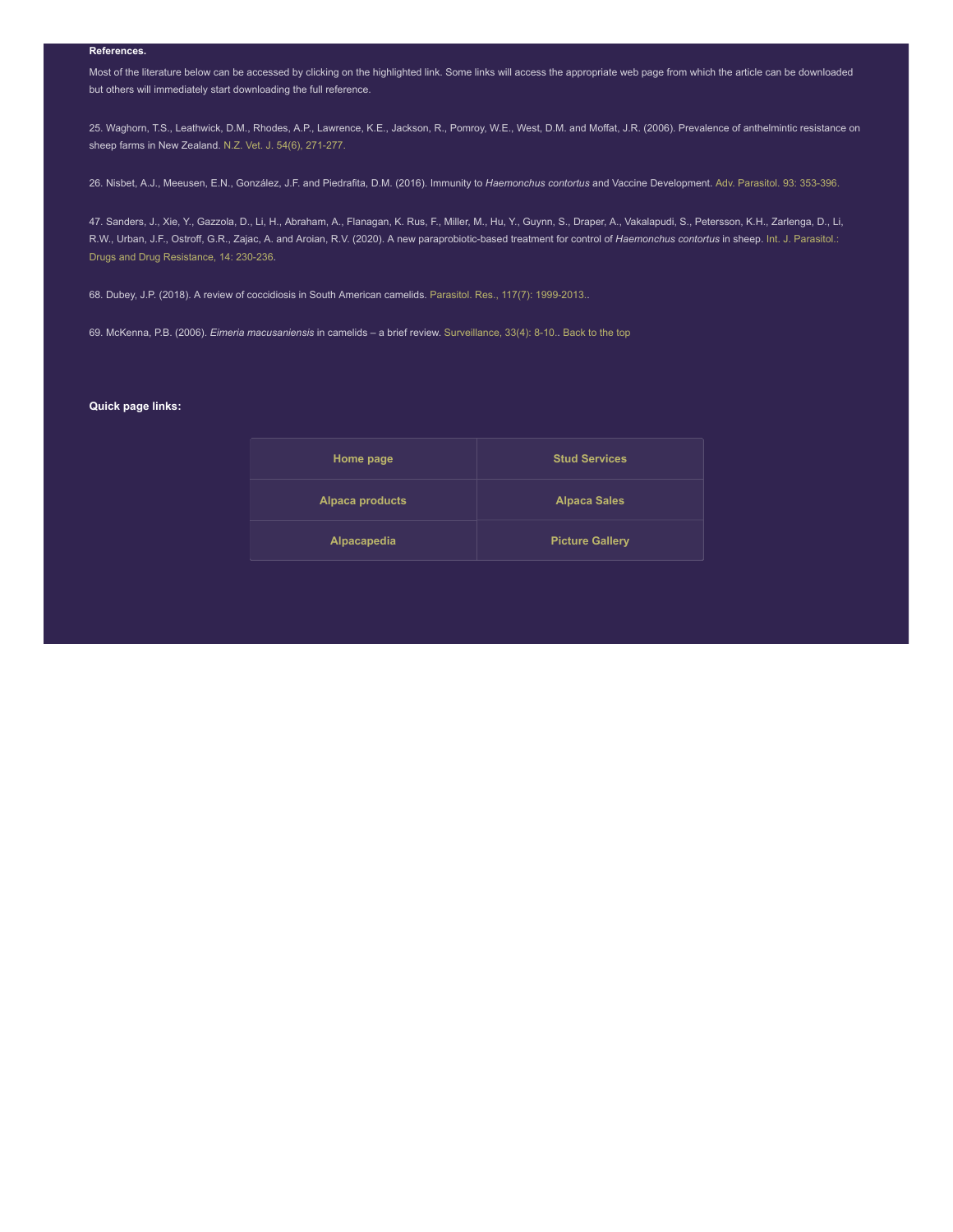**References.**

Most of the literature below can be accessed by clicking on the highlighted link. Some links will access the appropriate web page from which the article can be downloaded but others will immediately start downloading the full reference.

25. Waghorn, T.S., Leathwick, D.M., Rhodes, A.P., Lawrence, K.E., Jackson, R., Pomroy, W.E., West, D.M. and Moffat, J.R. (2006). Prevalence of anthelmintic resistance on sheep farms in New Zealand. N.Z. Vet. J. 54(6), 271-277.

26. Nisbet, A.J., Meeusen, E.N., González, J.F. and Piedrafita, D.M. (2016). Immunity to *Haemonchus contortus* and Vaccine Development. Adv. Parasitol. 93: 353-396.

47. Sanders, J., Xie, Y., Gazzola, D., Li, H., Abraham, A., Flanagan, K. Rus, F., Miller, M., Hu, Y., Guynn, S., Draper, A., Vakalapudi, S., Petersson, K.H., Zarlenga, D., Li, R.W., Urban, J.F., Ostroff, G.R., Zajac, A. and Aroian, R.V. (2020). A new paraprobiotic-based treatment for control of *Haemonchus contortus* in sheep. Int. J. Parasitol.: Drugs and Drug Resistance, 14: 230-236.

68. Dubey, J.P. (2018). A review of coccidiosis in South American camelids. Parasitol. Res., 117(7): 1999-2013..

69. McKenna, P.B. (2006). *Eimeria macusaniensis* in camelids – a brief review. Surveillance, 33(4): 8-10.. Back to the top

**Quick page links:**

| | |
|---|---|
| Home page | Stud Services |
| Alpaca products | Alpaca Sales |
| Alpacapedia | Picture Gallery |